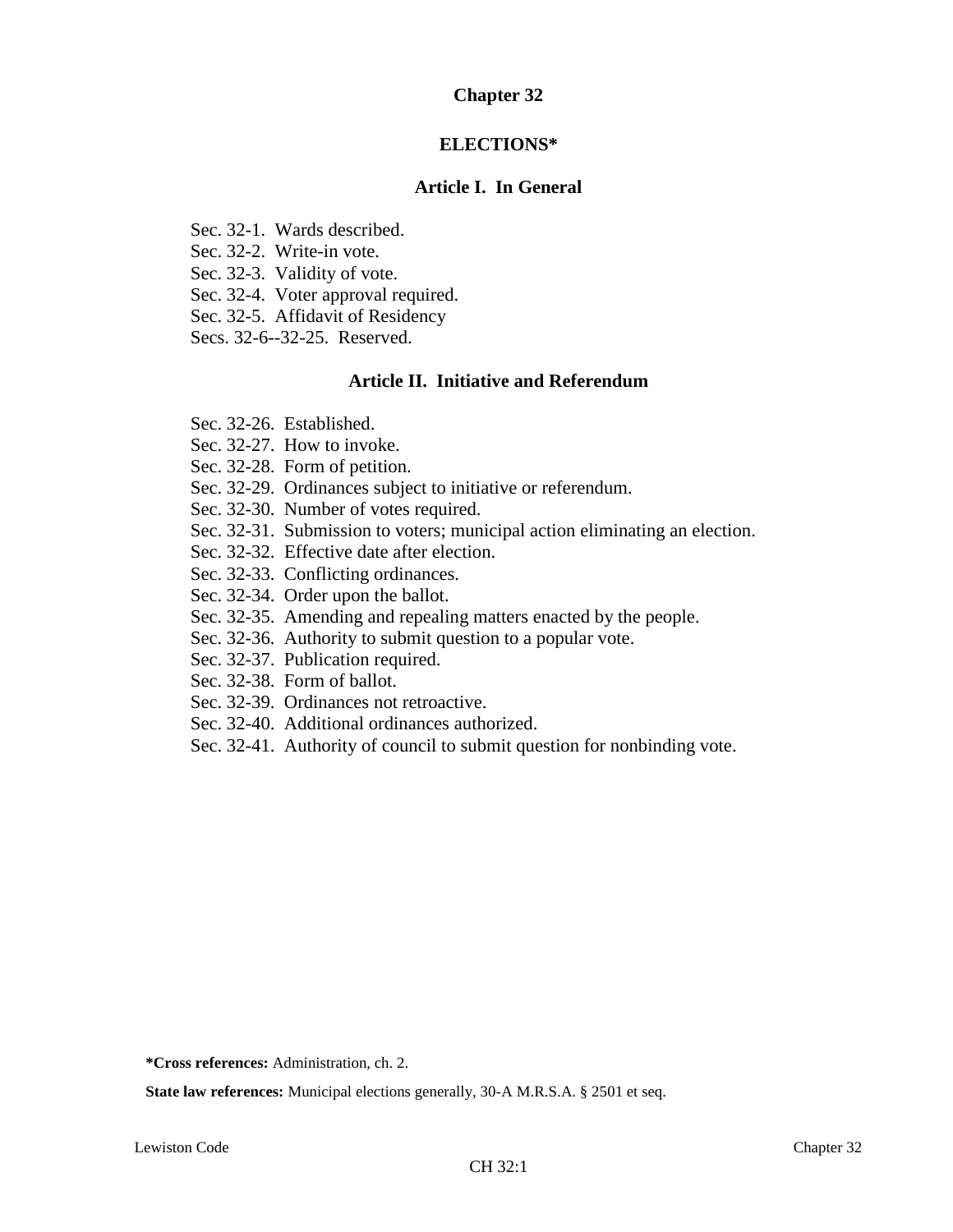# Chapter 32

## ELECTIONS*

### Article I. In General

Sec. 32-1. Wards described.
Sec. 32-2. Write-in vote.
Sec. 32-3. Validity of vote.
Sec. 32-4. Voter approval required.
Sec. 32-5. Affidavit of Residency
Secs. 32-6--32-25. Reserved.

### Article II. Initiative and Referendum

Sec. 32-26. Established.
Sec. 32-27. How to invoke.
Sec. 32-28. Form of petition.
Sec. 32-29. Ordinances subject to initiative or referendum.
Sec. 32-30. Number of votes required.
Sec. 32-31. Submission to voters; municipal action eliminating an election.
Sec. 32-32. Effective date after election.
Sec. 32-33. Conflicting ordinances.
Sec. 32-34. Order upon the ballot.
Sec. 32-35. Amending and repealing matters enacted by the people.
Sec. 32-36. Authority to submit question to a popular vote.
Sec. 32-37. Publication required.
Sec. 32-38. Form of ballot.
Sec. 32-39. Ordinances not retroactive.
Sec. 32-40. Additional ordinances authorized.
Sec. 32-41. Authority of council to submit question for nonbinding vote.

**\*Cross references:** Administration, ch. 2.

**State law references:** Municipal elections generally, 30-A M.R.S.A. § 2501 et seq.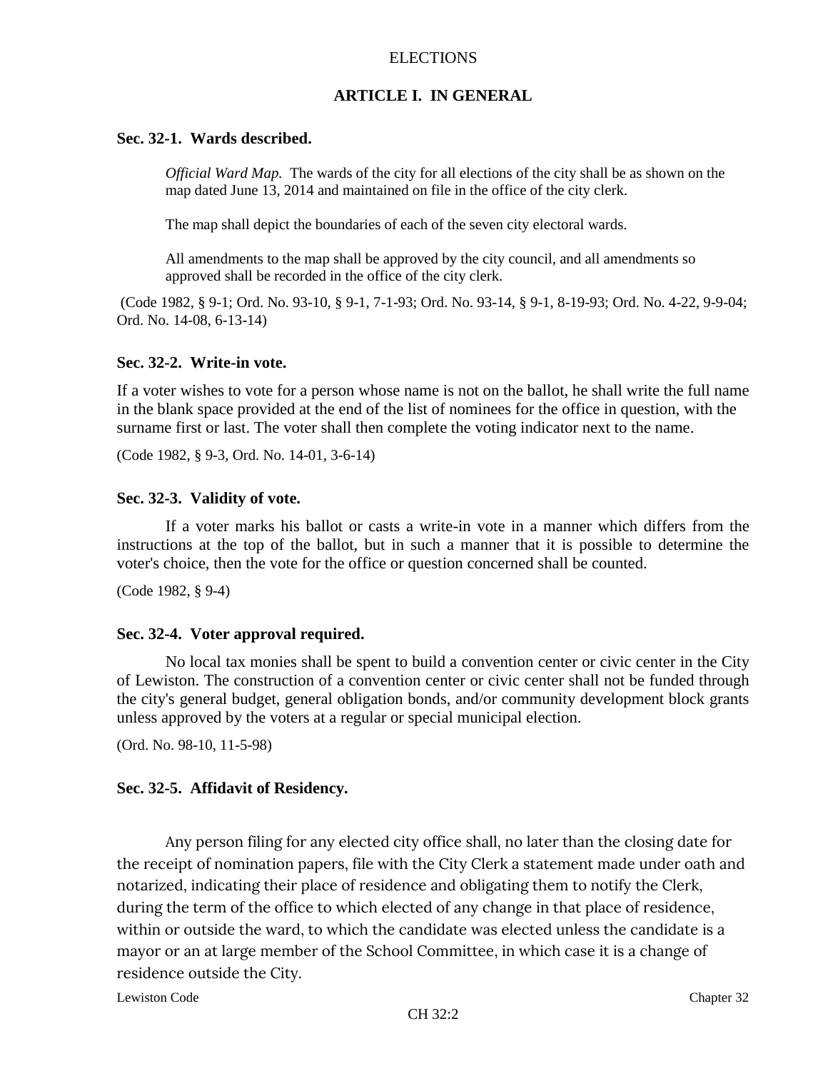ELECTIONS

## ARTICLE I. IN GENERAL

### Sec. 32-1. Wards described.

*Official Ward Map.* The wards of the city for all elections of the city shall be as shown on the map dated June 13, 2014 and maintained on file in the office of the city clerk.

The map shall depict the boundaries of each of the seven city electoral wards.

All amendments to the map shall be approved by the city council, and all amendments so approved shall be recorded in the office of the city clerk.

(Code 1982, § 9-1; Ord. No. 93-10, § 9-1, 7-1-93; Ord. No. 93-14, § 9-1, 8-19-93; Ord. No. 4-22, 9-9-04; Ord. No. 14-08, 6-13-14)

### Sec. 32-2. Write-in vote.

If a voter wishes to vote for a person whose name is not on the ballot, he shall write the full name in the blank space provided at the end of the list of nominees for the office in question, with the surname first or last. The voter shall then complete the voting indicator next to the name.

(Code 1982, § 9-3, Ord. No. 14-01, 3-6-14)

### Sec. 32-3. Validity of vote.

If a voter marks his ballot or casts a write-in vote in a manner which differs from the instructions at the top of the ballot, but in such a manner that it is possible to determine the voter's choice, then the vote for the office or question concerned shall be counted.

(Code 1982, § 9-4)

### Sec. 32-4. Voter approval required.

No local tax monies shall be spent to build a convention center or civic center in the City of Lewiston. The construction of a convention center or civic center shall not be funded through the city's general budget, general obligation bonds, and/or community development block grants unless approved by the voters at a regular or special municipal election.

(Ord. No. 98-10, 11-5-98)

### Sec. 32-5. Affidavit of Residency.

Any person filing for any elected city office shall, no later than the closing date for the receipt of nomination papers, file with the City Clerk a statement made under oath and notarized, indicating their place of residence and obligating them to notify the Clerk, during the term of the office to which elected of any change in that place of residence, within or outside the ward, to which the candidate was elected unless the candidate is a mayor or an at large member of the School Committee, in which case it is a change of residence outside the City.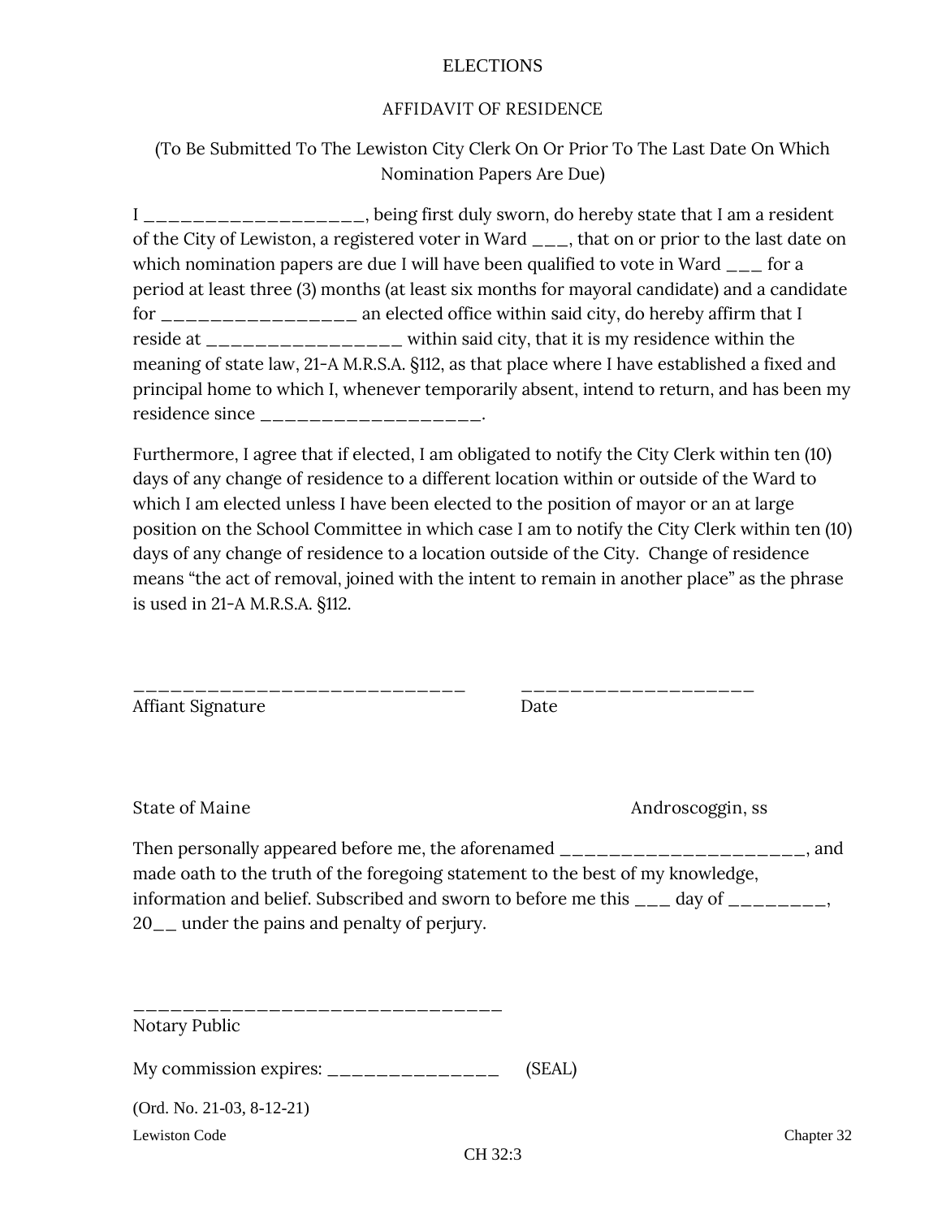ELECTIONS

## AFFIDAVIT OF RESIDENCE

(To Be Submitted To The Lewiston City Clerk On Or Prior To The Last Date On Which Nomination Papers Are Due)

I ___________________, being first duly sworn, do hereby state that I am a resident of the City of Lewiston, a registered voter in Ward ___, that on or prior to the last date on which nomination papers are due I will have been qualified to vote in Ward ___ for a period at least three (3) months (at least six months for mayoral candidate) and a candidate for _________________ an elected office within said city, do hereby affirm that I reside at _________________ within said city, that it is my residence within the meaning of state law, 21-A M.R.S.A. §112, as that place where I have established a fixed and principal home to which I, whenever temporarily absent, intend to return, and has been my residence since ___________________.

Furthermore, I agree that if elected, I am obligated to notify the City Clerk within ten (10) days of any change of residence to a different location within or outside of the Ward to which I am elected unless I have been elected to the position of mayor or an at large position on the School Committee in which case I am to notify the City Clerk within ten (10) days of any change of residence to a location outside of the City. Change of residence means "the act of removal, joined with the intent to remain in another place" as the phrase is used in 21-A M.R.S.A. §112.

_____________________________ &nbsp;&nbsp;&nbsp;&nbsp; ____________________
Affiant Signature &nbsp;&nbsp;&nbsp;&nbsp; Date

State of Maine &nbsp;&nbsp;&nbsp;&nbsp; Androscoggin, ss

Then personally appeared before me, the aforenamed _____________________, and made oath to the truth of the foregoing statement to the best of my knowledge, information and belief. Subscribed and sworn to before me this ___ day of ________, 20__ under the pains and penalty of perjury.

_______________________________
Notary Public

My commission expires: _______________ &nbsp;&nbsp;&nbsp;&nbsp; (SEAL)

(Ord. No. 21-03, 8-12-21)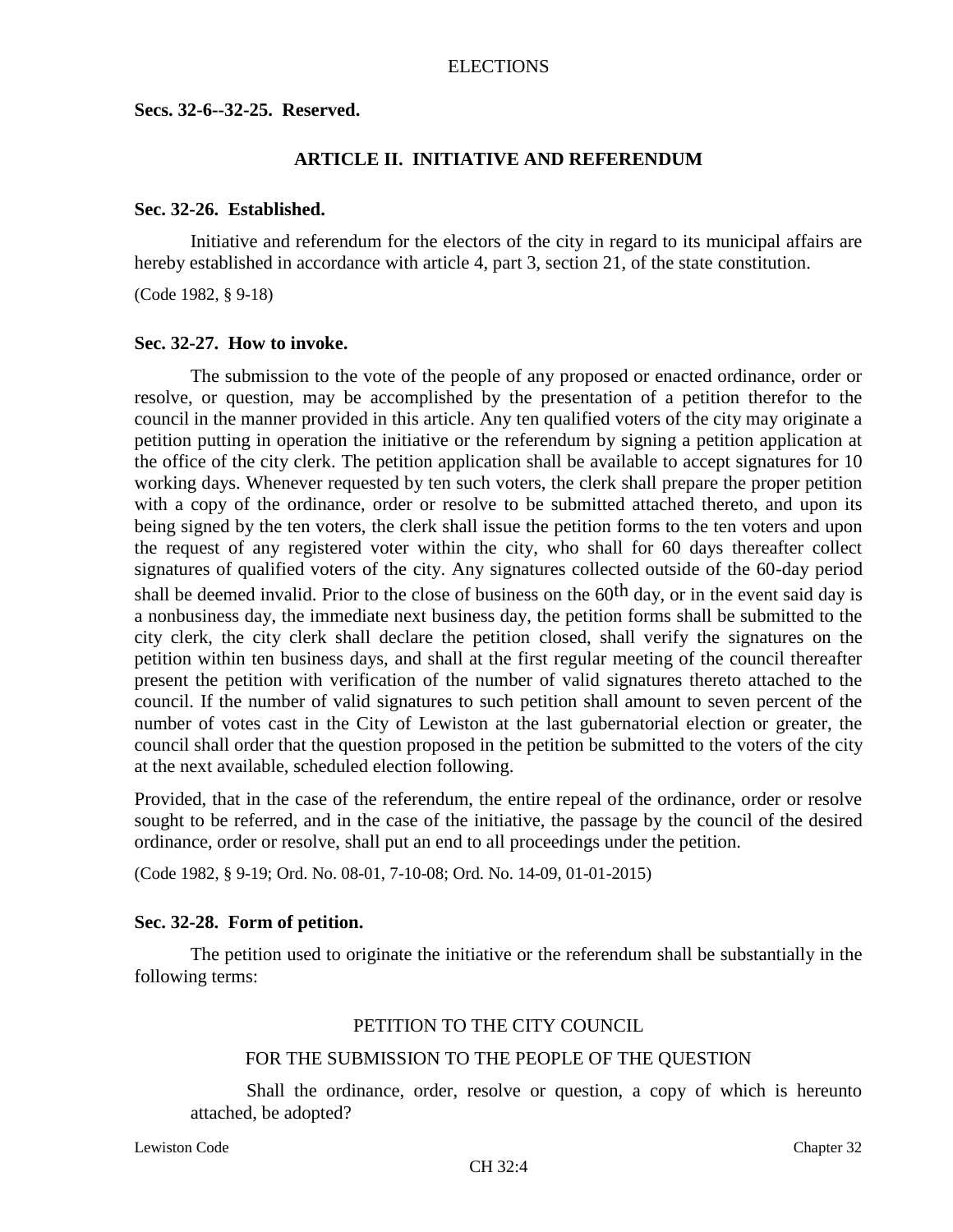**Secs. 32-6--32-25. Reserved.**

## ARTICLE II. INITIATIVE AND REFERENDUM

### Sec. 32-26. Established.

Initiative and referendum for the electors of the city in regard to its municipal affairs are hereby established in accordance with article 4, part 3, section 21, of the state constitution.

(Code 1982, § 9-18)

### Sec. 32-27. How to invoke.

The submission to the vote of the people of any proposed or enacted ordinance, order or resolve, or question, may be accomplished by the presentation of a petition therefor to the council in the manner provided in this article. Any ten qualified voters of the city may originate a petition putting in operation the initiative or the referendum by signing a petition application at the office of the city clerk. The petition application shall be available to accept signatures for 10 working days. Whenever requested by ten such voters, the clerk shall prepare the proper petition with a copy of the ordinance, order or resolve to be submitted attached thereto, and upon its being signed by the ten voters, the clerk shall issue the petition forms to the ten voters and upon the request of any registered voter within the city, who shall for 60 days thereafter collect signatures of qualified voters of the city. Any signatures collected outside of the 60-day period shall be deemed invalid. Prior to the close of business on the 60th day, or in the event said day is a nonbusiness day, the immediate next business day, the petition forms shall be submitted to the city clerk, the city clerk shall declare the petition closed, shall verify the signatures on the petition within ten business days, and shall at the first regular meeting of the council thereafter present the petition with verification of the number of valid signatures thereto attached to the council. If the number of valid signatures to such petition shall amount to seven percent of the number of votes cast in the City of Lewiston at the last gubernatorial election or greater, the council shall order that the question proposed in the petition be submitted to the voters of the city at the next available, scheduled election following.

Provided, that in the case of the referendum, the entire repeal of the ordinance, order or resolve sought to be referred, and in the case of the initiative, the passage by the council of the desired ordinance, order or resolve, shall put an end to all proceedings under the petition.

(Code 1982, § 9-19; Ord. No. 08-01, 7-10-08; Ord. No. 14-09, 01-01-2015)

### Sec. 32-28. Form of petition.

The petition used to originate the initiative or the referendum shall be substantially in the following terms:

PETITION TO THE CITY COUNCIL

FOR THE SUBMISSION TO THE PEOPLE OF THE QUESTION

Shall the ordinance, order, resolve or question, a copy of which is hereunto attached, be adopted?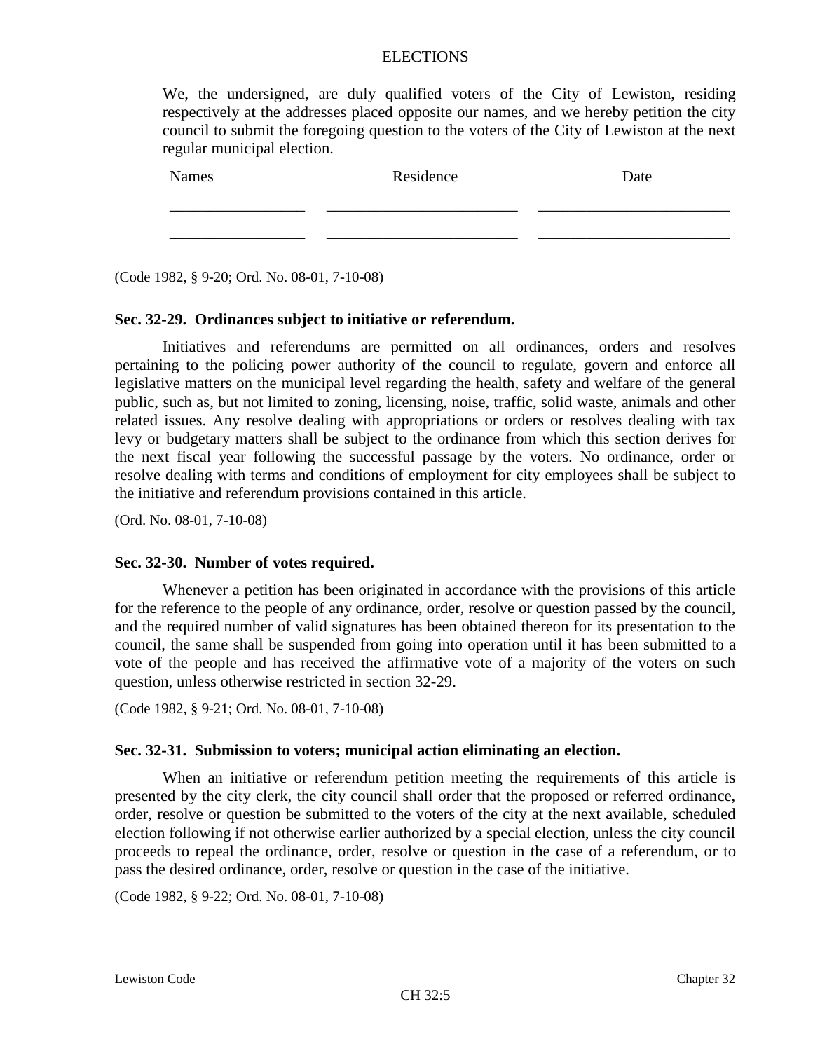We, the undersigned, are duly qualified voters of the City of Lewiston, residing respectively at the addresses placed opposite our names, and we hereby petition the city council to submit the foregoing question to the voters of the City of Lewiston at the next regular municipal election.

| Names | Residence | Date |
|---|---|---|
| _________________ | ________________________ | ________________________ |
| _________________ | ________________________ | ________________________ |

(Code 1982, § 9-20; Ord. No. 08-01, 7-10-08)

**Sec. 32-29. Ordinances subject to initiative or referendum.**

Initiatives and referendums are permitted on all ordinances, orders and resolves pertaining to the policing power authority of the council to regulate, govern and enforce all legislative matters on the municipal level regarding the health, safety and welfare of the general public, such as, but not limited to zoning, licensing, noise, traffic, solid waste, animals and other related issues. Any resolve dealing with appropriations or orders or resolves dealing with tax levy or budgetary matters shall be subject to the ordinance from which this section derives for the next fiscal year following the successful passage by the voters. No ordinance, order or resolve dealing with terms and conditions of employment for city employees shall be subject to the initiative and referendum provisions contained in this article.

(Ord. No. 08-01, 7-10-08)

**Sec. 32-30. Number of votes required.**

Whenever a petition has been originated in accordance with the provisions of this article for the reference to the people of any ordinance, order, resolve or question passed by the council, and the required number of valid signatures has been obtained thereon for its presentation to the council, the same shall be suspended from going into operation until it has been submitted to a vote of the people and has received the affirmative vote of a majority of the voters on such question, unless otherwise restricted in section 32-29.

(Code 1982, § 9-21; Ord. No. 08-01, 7-10-08)

**Sec. 32-31. Submission to voters; municipal action eliminating an election.**

When an initiative or referendum petition meeting the requirements of this article is presented by the city clerk, the city council shall order that the proposed or referred ordinance, order, resolve or question be submitted to the voters of the city at the next available, scheduled election following if not otherwise earlier authorized by a special election, unless the city council proceeds to repeal the ordinance, order, resolve or question in the case of a referendum, or to pass the desired ordinance, order, resolve or question in the case of the initiative.

(Code 1982, § 9-22; Ord. No. 08-01, 7-10-08)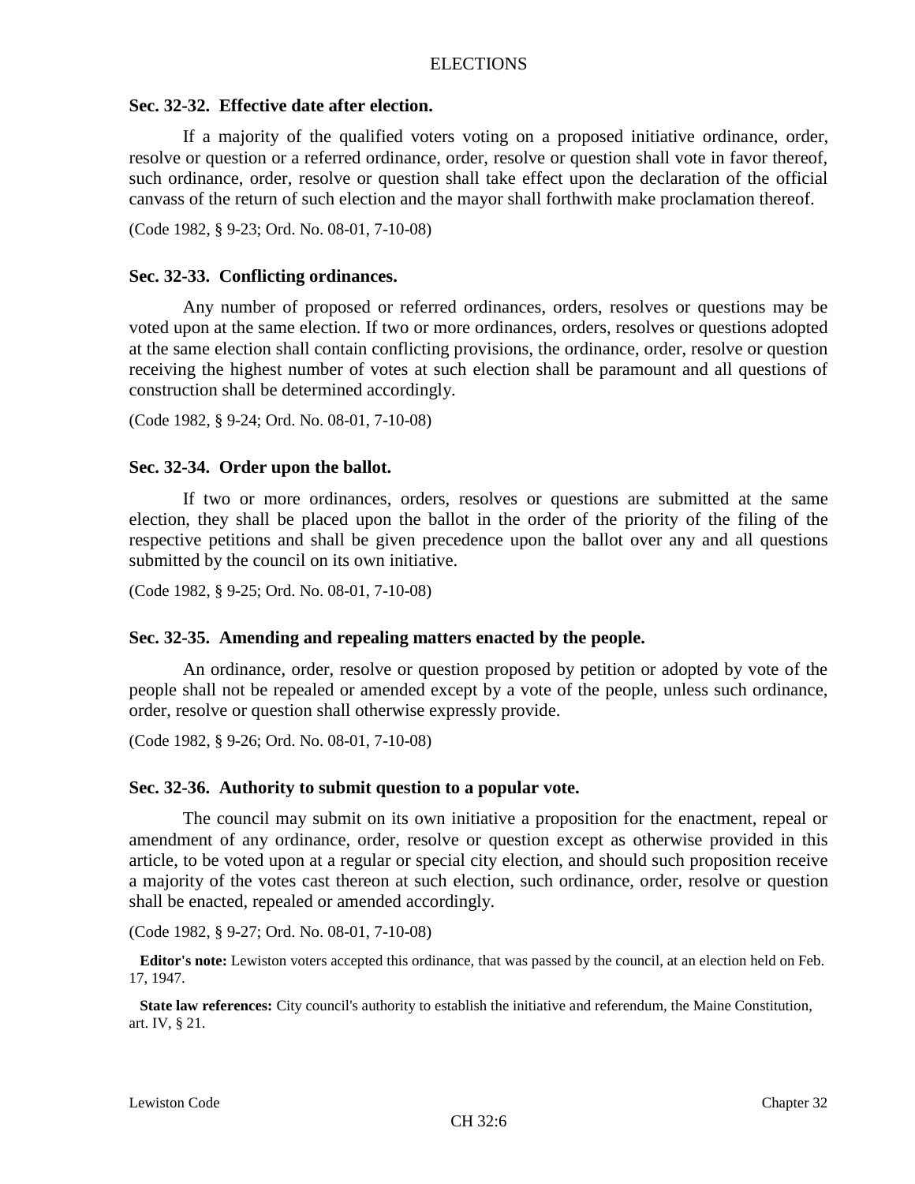### Sec. 32-32. Effective date after election.

If a majority of the qualified voters voting on a proposed initiative ordinance, order, resolve or question or a referred ordinance, order, resolve or question shall vote in favor thereof, such ordinance, order, resolve or question shall take effect upon the declaration of the official canvass of the return of such election and the mayor shall forthwith make proclamation thereof.

(Code 1982, § 9-23; Ord. No. 08-01, 7-10-08)

### Sec. 32-33. Conflicting ordinances.

Any number of proposed or referred ordinances, orders, resolves or questions may be voted upon at the same election. If two or more ordinances, orders, resolves or questions adopted at the same election shall contain conflicting provisions, the ordinance, order, resolve or question receiving the highest number of votes at such election shall be paramount and all questions of construction shall be determined accordingly.

(Code 1982, § 9-24; Ord. No. 08-01, 7-10-08)

### Sec. 32-34. Order upon the ballot.

If two or more ordinances, orders, resolves or questions are submitted at the same election, they shall be placed upon the ballot in the order of the priority of the filing of the respective petitions and shall be given precedence upon the ballot over any and all questions submitted by the council on its own initiative.

(Code 1982, § 9-25; Ord. No. 08-01, 7-10-08)

### Sec. 32-35. Amending and repealing matters enacted by the people.

An ordinance, order, resolve or question proposed by petition or adopted by vote of the people shall not be repealed or amended except by a vote of the people, unless such ordinance, order, resolve or question shall otherwise expressly provide.

(Code 1982, § 9-26; Ord. No. 08-01, 7-10-08)

### Sec. 32-36. Authority to submit question to a popular vote.

The council may submit on its own initiative a proposition for the enactment, repeal or amendment of any ordinance, order, resolve or question except as otherwise provided in this article, to be voted upon at a regular or special city election, and should such proposition receive a majority of the votes cast thereon at such election, such ordinance, order, resolve or question shall be enacted, repealed or amended accordingly.

(Code 1982, § 9-27; Ord. No. 08-01, 7-10-08)

**Editor's note:** Lewiston voters accepted this ordinance, that was passed by the council, at an election held on Feb. 17, 1947.

**State law references:** City council's authority to establish the initiative and referendum, the Maine Constitution, art. IV, § 21.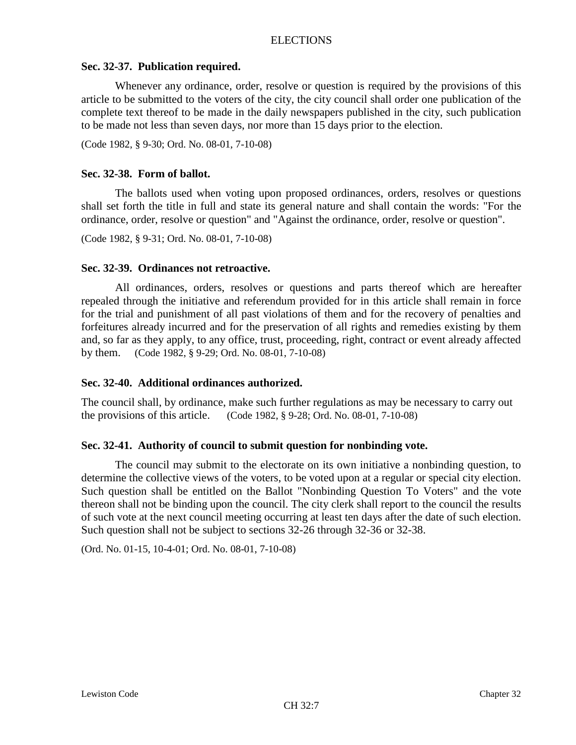### Sec. 32-37. Publication required.

Whenever any ordinance, order, resolve or question is required by the provisions of this article to be submitted to the voters of the city, the city council shall order one publication of the complete text thereof to be made in the daily newspapers published in the city, such publication to be made not less than seven days, nor more than 15 days prior to the election.

(Code 1982, § 9-30; Ord. No. 08-01, 7-10-08)

### Sec. 32-38. Form of ballot.

The ballots used when voting upon proposed ordinances, orders, resolves or questions shall set forth the title in full and state its general nature and shall contain the words: "For the ordinance, order, resolve or question" and "Against the ordinance, order, resolve or question".

(Code 1982, § 9-31; Ord. No. 08-01, 7-10-08)

### Sec. 32-39. Ordinances not retroactive.

All ordinances, orders, resolves or questions and parts thereof which are hereafter repealed through the initiative and referendum provided for in this article shall remain in force for the trial and punishment of all past violations of them and for the recovery of penalties and forfeitures already incurred and for the preservation of all rights and remedies existing by them and, so far as they apply, to any office, trust, proceeding, right, contract or event already affected by them. (Code 1982, § 9-29; Ord. No. 08-01, 7-10-08)

### Sec. 32-40. Additional ordinances authorized.

The council shall, by ordinance, make such further regulations as may be necessary to carry out the provisions of this article. (Code 1982, § 9-28; Ord. No. 08-01, 7-10-08)

### Sec. 32-41. Authority of council to submit question for nonbinding vote.

The council may submit to the electorate on its own initiative a nonbinding question, to determine the collective views of the voters, to be voted upon at a regular or special city election. Such question shall be entitled on the Ballot "Nonbinding Question To Voters" and the vote thereon shall not be binding upon the council. The city clerk shall report to the council the results of such vote at the next council meeting occurring at least ten days after the date of such election. Such question shall not be subject to sections 32-26 through 32-36 or 32-38.

(Ord. No. 01-15, 10-4-01; Ord. No. 08-01, 7-10-08)